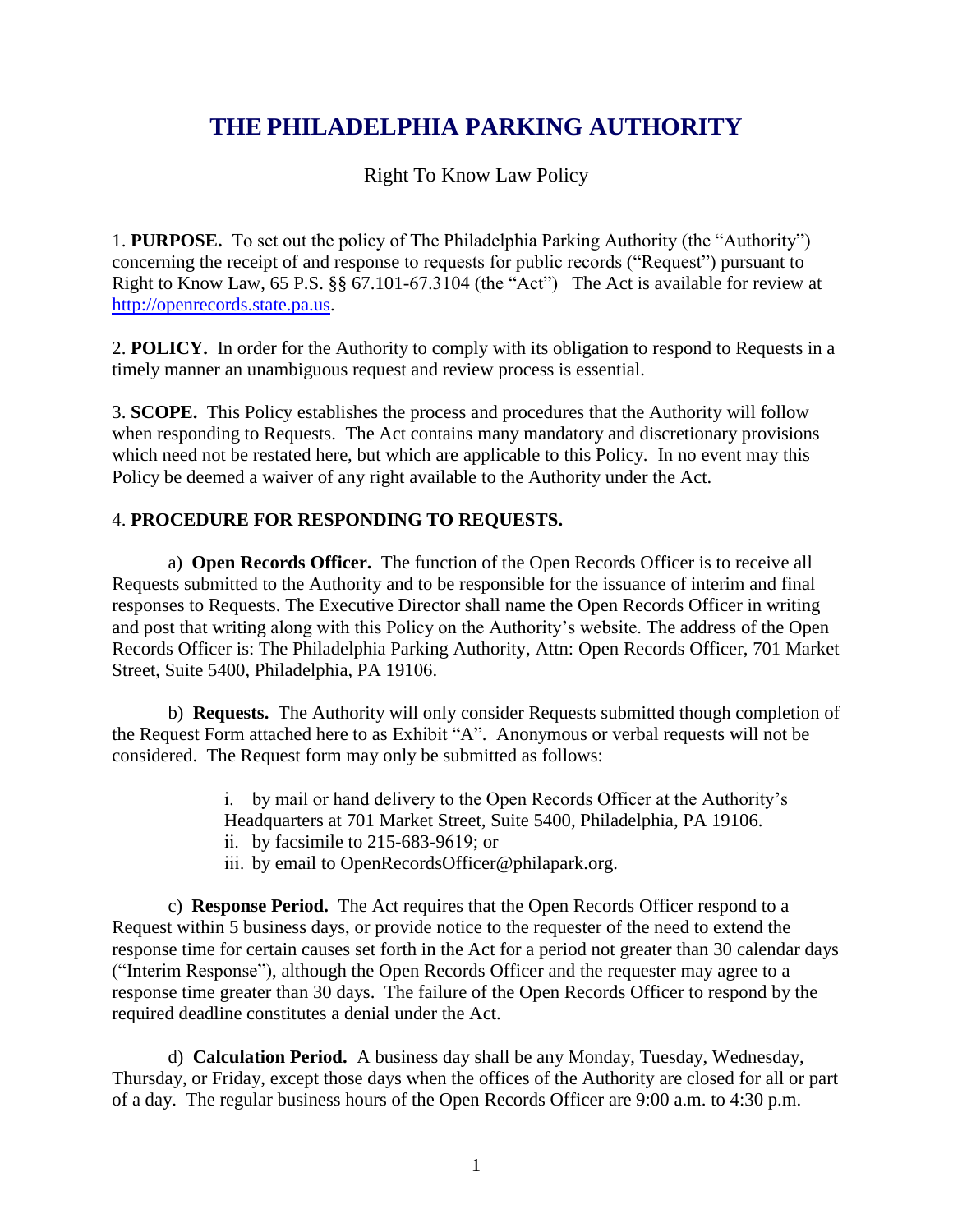# THE PHILADELPHIA PARKING AUTHORITY

Right To Know Law Policy

1. **PURPOSE.** To set out the policy of The Philadelphia Parking Authority (the "Authority") concerning the receipt of and response to requests for public records ("Request") pursuant to Right to Know Law, 65 P.S. §§ 67.101-67.3104 (the "Act") The Act is available for review at http://openrecords.state.pa.us.

2. **POLICY.** In order for the Authority to comply with its obligation to respond to Requests in a timely manner an unambiguous request and review process is essential.

3. **SCOPE.** This Policy establishes the process and procedures that the Authority will follow when responding to Requests. The Act contains many mandatory and discretionary provisions which need not be restated here, but which are applicable to this Policy. In no event may this Policy be deemed a waiver of any right available to the Authority under the Act.

4. **PROCEDURE FOR RESPONDING TO REQUESTS.**

a) **Open Records Officer.** The function of the Open Records Officer is to receive all Requests submitted to the Authority and to be responsible for the issuance of interim and final responses to Requests. The Executive Director shall name the Open Records Officer in writing and post that writing along with this Policy on the Authority's website. The address of the Open Records Officer is: The Philadelphia Parking Authority, Attn: Open Records Officer, 701 Market Street, Suite 5400, Philadelphia, PA 19106.

b) **Requests.** The Authority will only consider Requests submitted though completion of the Request Form attached here to as Exhibit "A". Anonymous or verbal requests will not be considered. The Request form may only be submitted as follows:

i. by mail or hand delivery to the Open Records Officer at the Authority's Headquarters at 701 Market Street, Suite 5400, Philadelphia, PA 19106.
ii. by facsimile to 215-683-9619; or
iii. by email to OpenRecordsOfficer@philapark.org.

c) **Response Period.** The Act requires that the Open Records Officer respond to a Request within 5 business days, or provide notice to the requester of the need to extend the response time for certain causes set forth in the Act for a period not greater than 30 calendar days ("Interim Response"), although the Open Records Officer and the requester may agree to a response time greater than 30 days. The failure of the Open Records Officer to respond by the required deadline constitutes a denial under the Act.

d) **Calculation Period.** A business day shall be any Monday, Tuesday, Wednesday, Thursday, or Friday, except those days when the offices of the Authority are closed for all or part of a day. The regular business hours of the Open Records Officer are 9:00 a.m. to 4:30 p.m.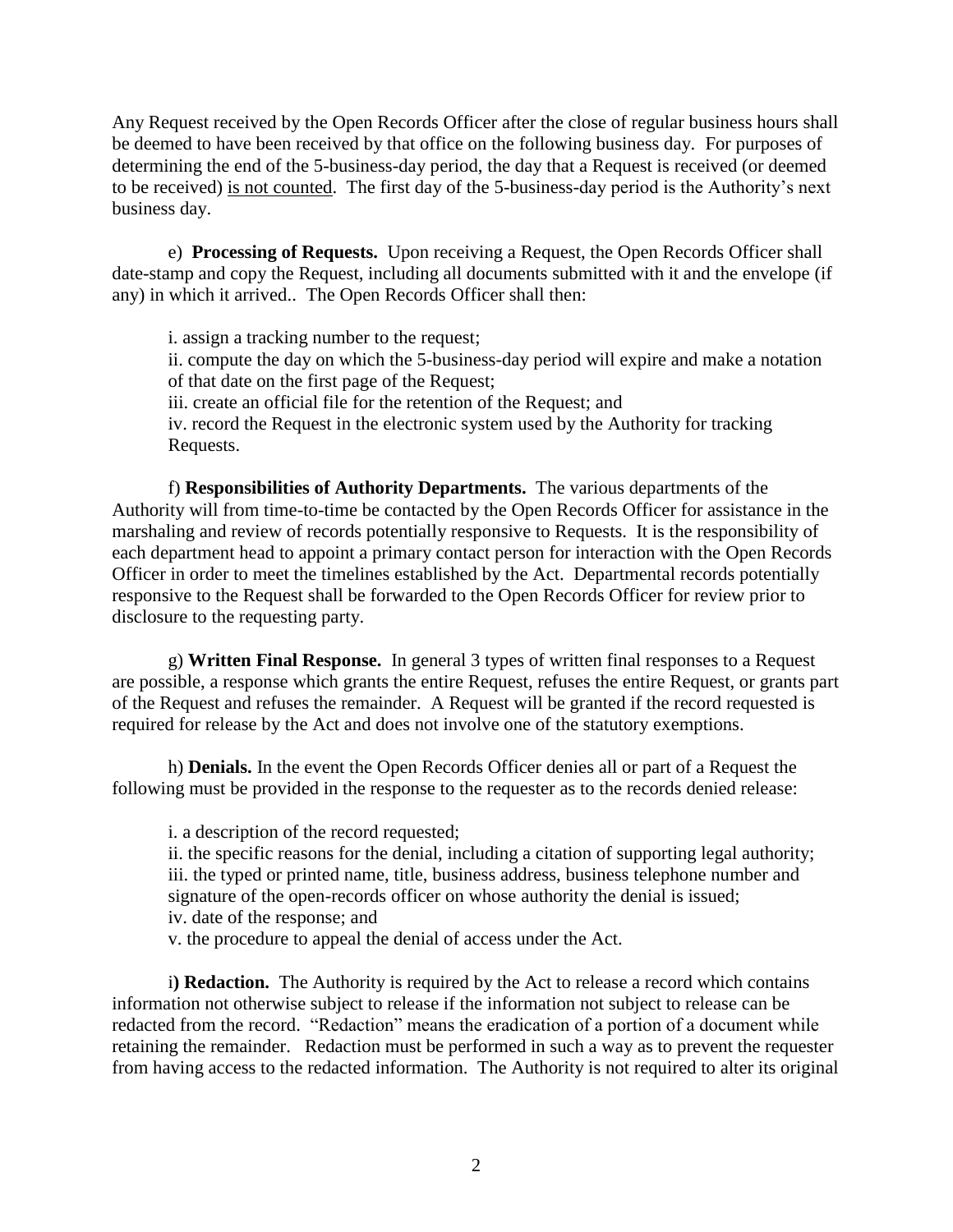Any Request received by the Open Records Officer after the close of regular business hours shall be deemed to have been received by that office on the following business day. For purposes of determining the end of the 5-business-day period, the day that a Request is received (or deemed to be received) <u>is not counted</u>. The first day of the 5-business-day period is the Authority's next business day.

e) **Processing of Requests.** Upon receiving a Request, the Open Records Officer shall date-stamp and copy the Request, including all documents submitted with it and the envelope (if any) in which it arrived.. The Open Records Officer shall then:

i. assign a tracking number to the request;
ii. compute the day on which the 5-business-day period will expire and make a notation of that date on the first page of the Request;
iii. create an official file for the retention of the Request; and
iv. record the Request in the electronic system used by the Authority for tracking Requests.

f) **Responsibilities of Authority Departments.** The various departments of the Authority will from time-to-time be contacted by the Open Records Officer for assistance in the marshaling and review of records potentially responsive to Requests. It is the responsibility of each department head to appoint a primary contact person for interaction with the Open Records Officer in order to meet the timelines established by the Act. Departmental records potentially responsive to the Request shall be forwarded to the Open Records Officer for review prior to disclosure to the requesting party.

g) **Written Final Response.** In general 3 types of written final responses to a Request are possible, a response which grants the entire Request, refuses the entire Request, or grants part of the Request and refuses the remainder. A Request will be granted if the record requested is required for release by the Act and does not involve one of the statutory exemptions.

h) **Denials.** In the event the Open Records Officer denies all or part of a Request the following must be provided in the response to the requester as to the records denied release:

i. a description of the record requested;
ii. the specific reasons for the denial, including a citation of supporting legal authority;
iii. the typed or printed name, title, business address, business telephone number and signature of the open-records officer on whose authority the denial is issued;
iv. date of the response; and
v. the procedure to appeal the denial of access under the Act.

i**) Redaction.** The Authority is required by the Act to release a record which contains information not otherwise subject to release if the information not subject to release can be redacted from the record. "Redaction" means the eradication of a portion of a document while retaining the remainder. Redaction must be performed in such a way as to prevent the requester from having access to the redacted information. The Authority is not required to alter its original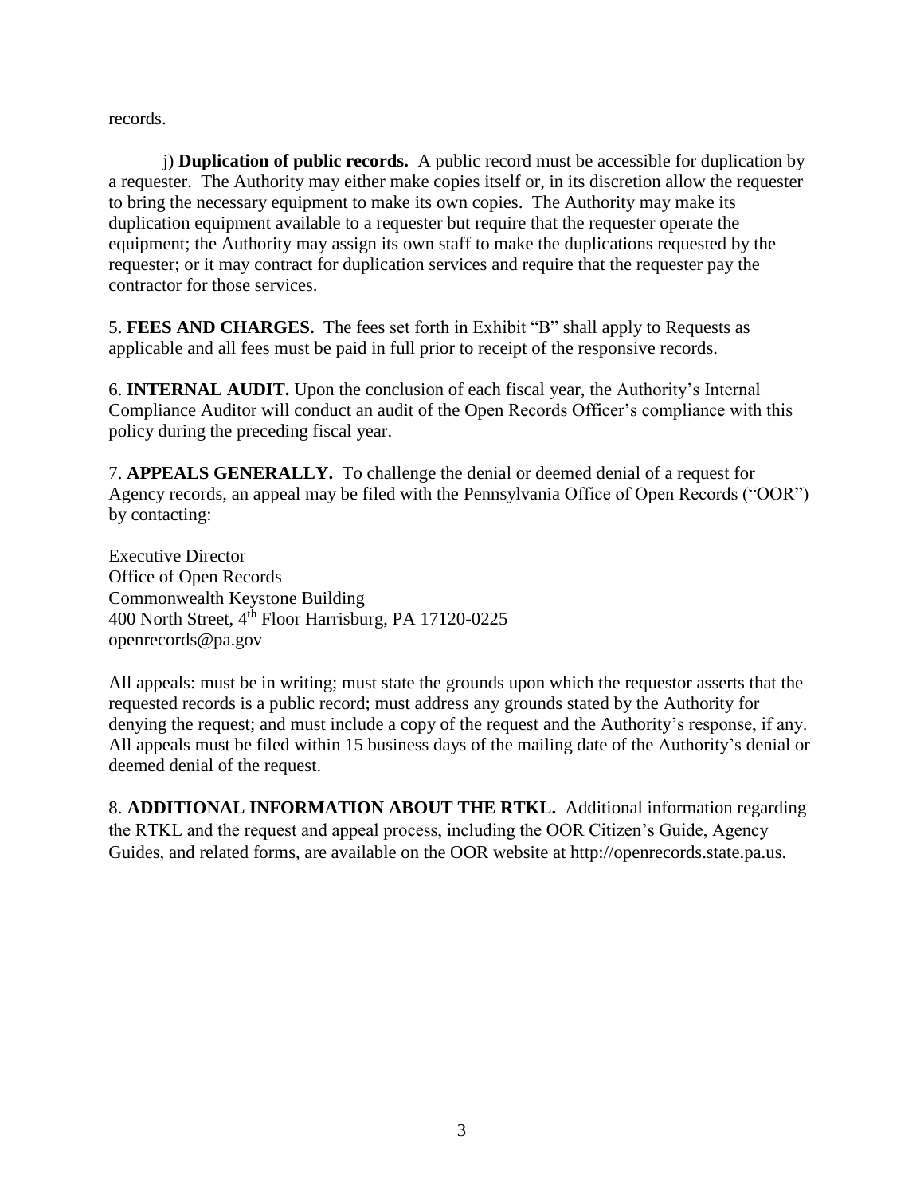records.

j) **Duplication of public records.** A public record must be accessible for duplication by a requester. The Authority may either make copies itself or, in its discretion allow the requester to bring the necessary equipment to make its own copies. The Authority may make its duplication equipment available to a requester but require that the requester operate the equipment; the Authority may assign its own staff to make the duplications requested by the requester; or it may contract for duplication services and require that the requester pay the contractor for those services.

5. **FEES AND CHARGES.** The fees set forth in Exhibit "B" shall apply to Requests as applicable and all fees must be paid in full prior to receipt of the responsive records.

6. **INTERNAL AUDIT.** Upon the conclusion of each fiscal year, the Authority's Internal Compliance Auditor will conduct an audit of the Open Records Officer's compliance with this policy during the preceding fiscal year.

7. **APPEALS GENERALLY.** To challenge the denial or deemed denial of a request for Agency records, an appeal may be filed with the Pennsylvania Office of Open Records ("OOR") by contacting:

Executive Director
Office of Open Records
Commonwealth Keystone Building
400 North Street, 4th Floor Harrisburg, PA 17120-0225
openrecords@pa.gov

All appeals: must be in writing; must state the grounds upon which the requestor asserts that the requested records is a public record; must address any grounds stated by the Authority for denying the request; and must include a copy of the request and the Authority's response, if any. All appeals must be filed within 15 business days of the mailing date of the Authority's denial or deemed denial of the request.

8. **ADDITIONAL INFORMATION ABOUT THE RTKL.** Additional information regarding the RTKL and the request and appeal process, including the OOR Citizen's Guide, Agency Guides, and related forms, are available on the OOR website at http://openrecords.state.pa.us.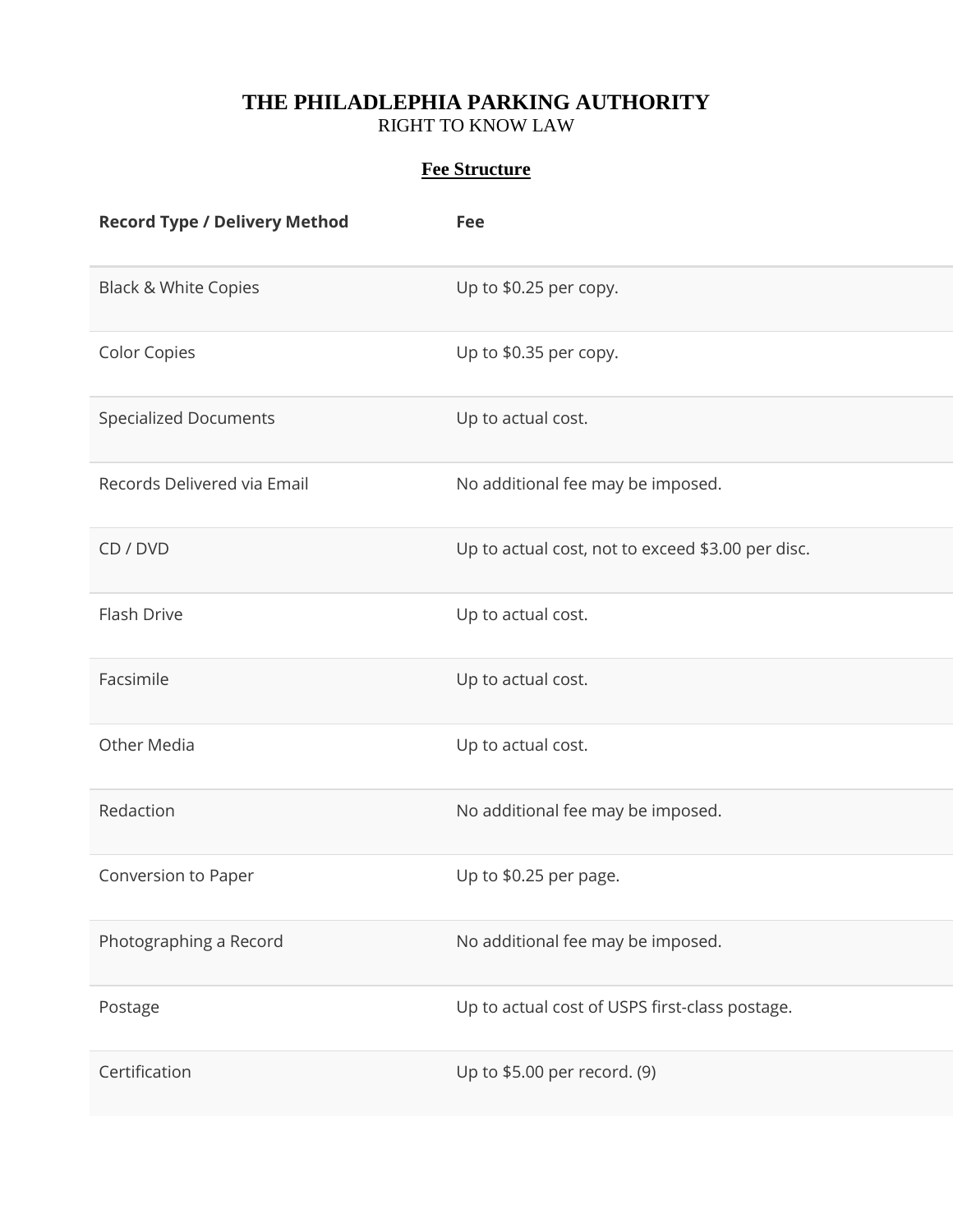# THE PHILADLEPHIA PARKING AUTHORITY

RIGHT TO KNOW LAW

**Fee Structure**

| **Record Type / Delivery Method** | **Fee** |
|---|---|
| Black & White Copies | Up to $0.25 per copy. |
| Color Copies | Up to $0.35 per copy. |
| Specialized Documents | Up to actual cost. |
| Records Delivered via Email | No additional fee may be imposed. |
| CD / DVD | Up to actual cost, not to exceed $3.00 per disc. |
| Flash Drive | Up to actual cost. |
| Facsimile | Up to actual cost. |
| Other Media | Up to actual cost. |
| Redaction | No additional fee may be imposed. |
| Conversion to Paper | Up to $0.25 per page. |
| Photographing a Record | No additional fee may be imposed. |
| Postage | Up to actual cost of USPS first-class postage. |
| Certification | Up to $5.00 per record. (9) |